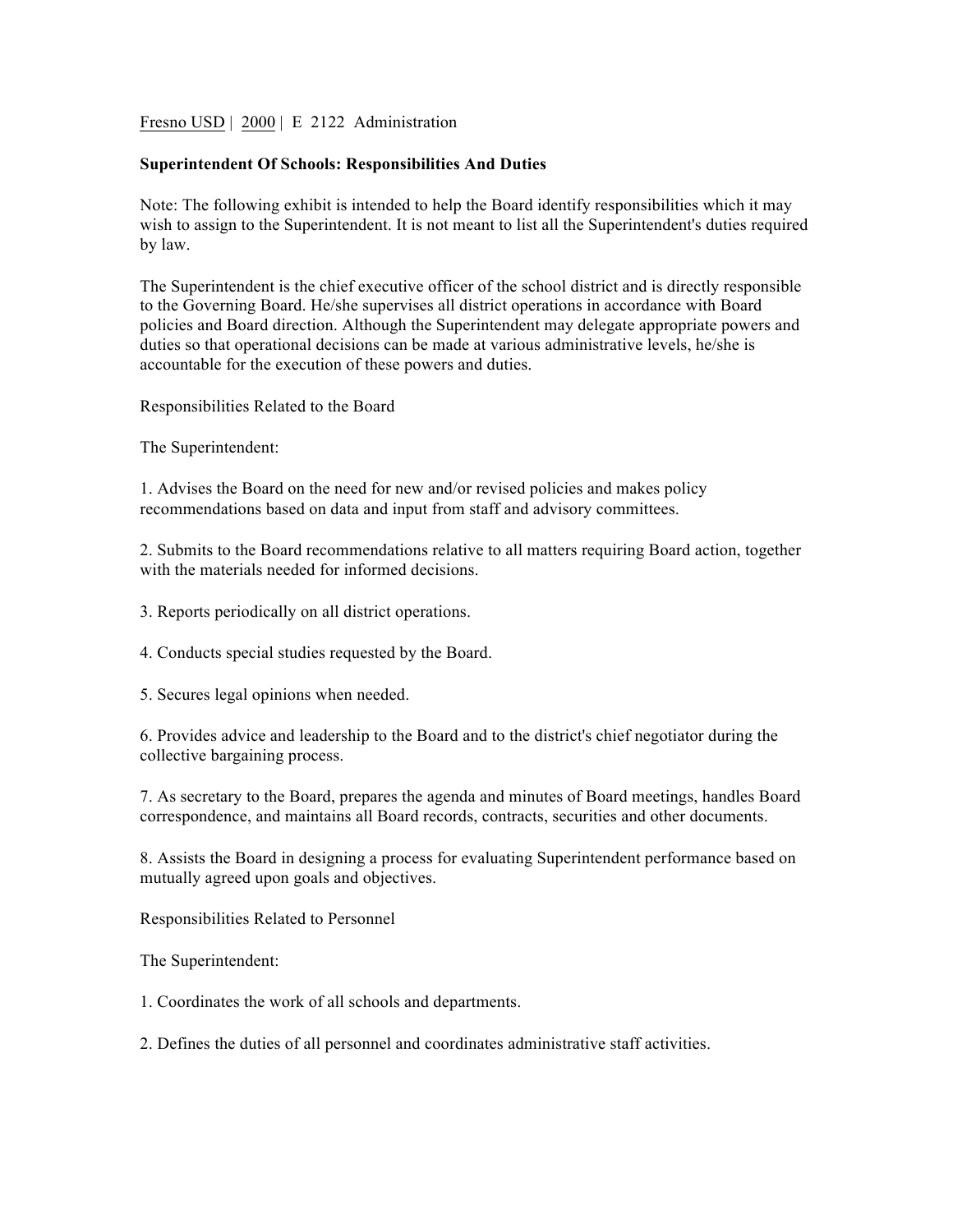Fresno USD | 2000 | E 2122 Administration

**Superintendent Of Schools: Responsibilities And Duties**

Note: The following exhibit is intended to help the Board identify responsibilities which it may wish to assign to the Superintendent. It is not meant to list all the Superintendent's duties required by law.

The Superintendent is the chief executive officer of the school district and is directly responsible to the Governing Board. He/she supervises all district operations in accordance with Board policies and Board direction. Although the Superintendent may delegate appropriate powers and duties so that operational decisions can be made at various administrative levels, he/she is accountable for the execution of these powers and duties.

Responsibilities Related to the Board

The Superintendent:

1. Advises the Board on the need for new and/or revised policies and makes policy recommendations based on data and input from staff and advisory committees.

2. Submits to the Board recommendations relative to all matters requiring Board action, together with the materials needed for informed decisions.

3. Reports periodically on all district operations.

4. Conducts special studies requested by the Board.

5. Secures legal opinions when needed.

6. Provides advice and leadership to the Board and to the district's chief negotiator during the collective bargaining process.

7. As secretary to the Board, prepares the agenda and minutes of Board meetings, handles Board correspondence, and maintains all Board records, contracts, securities and other documents.

8. Assists the Board in designing a process for evaluating Superintendent performance based on mutually agreed upon goals and objectives.

Responsibilities Related to Personnel

The Superintendent:

1. Coordinates the work of all schools and departments.

2. Defines the duties of all personnel and coordinates administrative staff activities.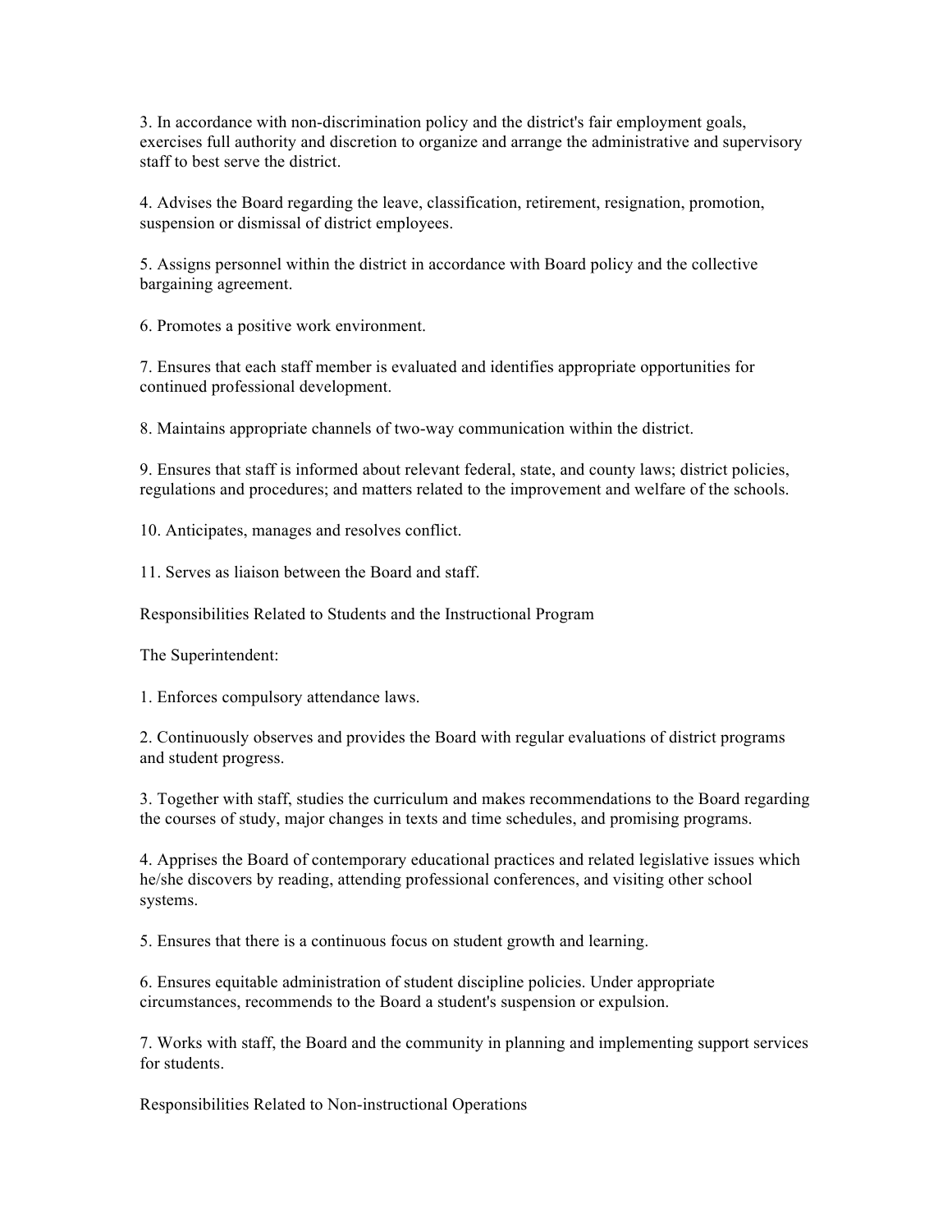3. In accordance with non-discrimination policy and the district's fair employment goals, exercises full authority and discretion to organize and arrange the administrative and supervisory staff to best serve the district.

4. Advises the Board regarding the leave, classification, retirement, resignation, promotion, suspension or dismissal of district employees.

5. Assigns personnel within the district in accordance with Board policy and the collective bargaining agreement.

6. Promotes a positive work environment.

7. Ensures that each staff member is evaluated and identifies appropriate opportunities for continued professional development.

8. Maintains appropriate channels of two-way communication within the district.

9. Ensures that staff is informed about relevant federal, state, and county laws; district policies, regulations and procedures; and matters related to the improvement and welfare of the schools.

10. Anticipates, manages and resolves conflict.

11. Serves as liaison between the Board and staff.

Responsibilities Related to Students and the Instructional Program

The Superintendent:

1. Enforces compulsory attendance laws.

2. Continuously observes and provides the Board with regular evaluations of district programs and student progress.

3. Together with staff, studies the curriculum and makes recommendations to the Board regarding the courses of study, major changes in texts and time schedules, and promising programs.

4. Apprises the Board of contemporary educational practices and related legislative issues which he/she discovers by reading, attending professional conferences, and visiting other school systems.

5. Ensures that there is a continuous focus on student growth and learning.

6. Ensures equitable administration of student discipline policies. Under appropriate circumstances, recommends to the Board a student's suspension or expulsion.

7. Works with staff, the Board and the community in planning and implementing support services for students.

Responsibilities Related to Non-instructional Operations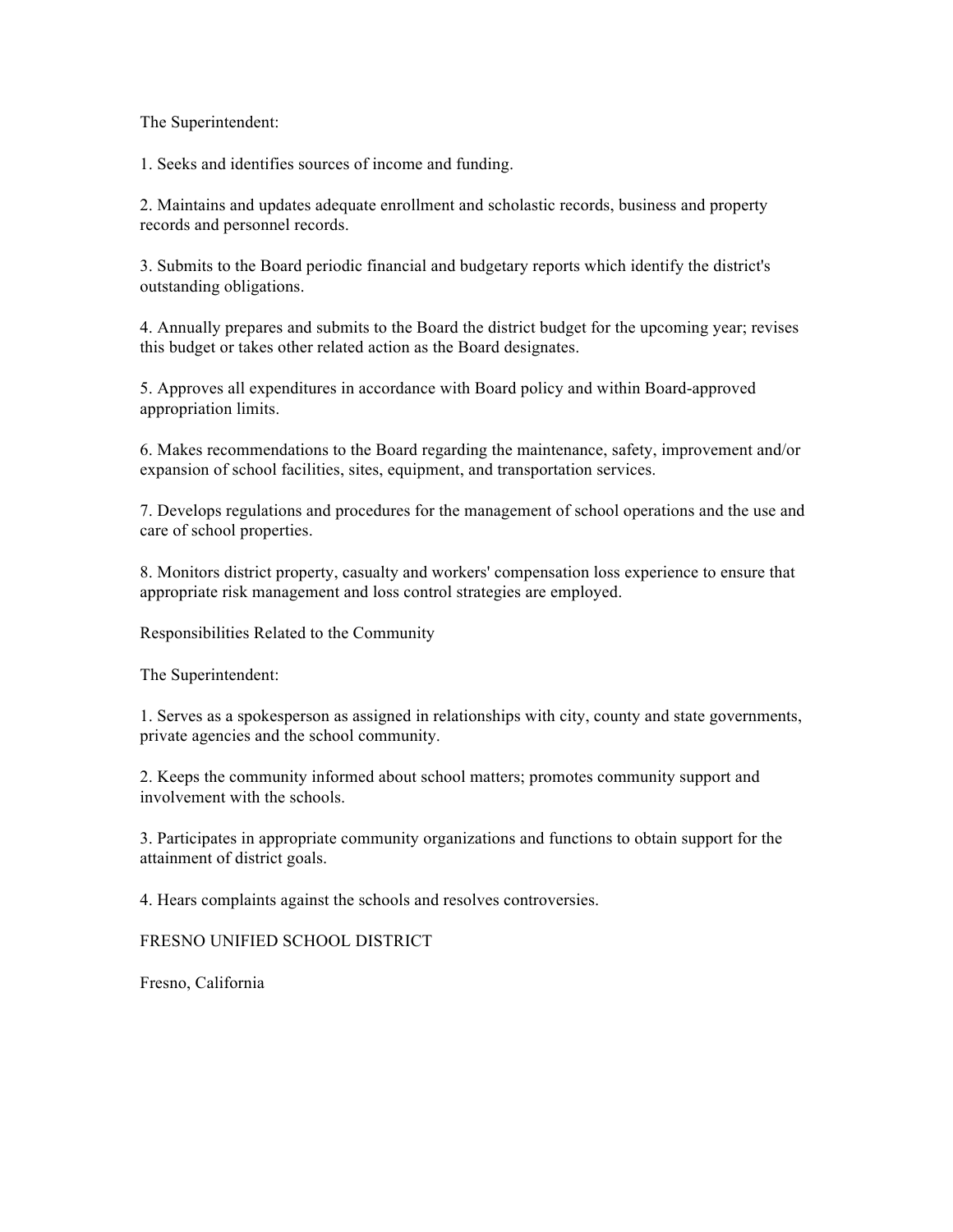The Superintendent:

1. Seeks and identifies sources of income and funding.

2. Maintains and updates adequate enrollment and scholastic records, business and property records and personnel records.

3. Submits to the Board periodic financial and budgetary reports which identify the district's outstanding obligations.

4. Annually prepares and submits to the Board the district budget for the upcoming year; revises this budget or takes other related action as the Board designates.

5. Approves all expenditures in accordance with Board policy and within Board-approved appropriation limits.

6. Makes recommendations to the Board regarding the maintenance, safety, improvement and/or expansion of school facilities, sites, equipment, and transportation services.

7. Develops regulations and procedures for the management of school operations and the use and care of school properties.

8. Monitors district property, casualty and workers' compensation loss experience to ensure that appropriate risk management and loss control strategies are employed.

Responsibilities Related to the Community

The Superintendent:

1. Serves as a spokesperson as assigned in relationships with city, county and state governments, private agencies and the school community.

2. Keeps the community informed about school matters; promotes community support and involvement with the schools.

3. Participates in appropriate community organizations and functions to obtain support for the attainment of district goals.

4. Hears complaints against the schools and resolves controversies.

FRESNO UNIFIED SCHOOL DISTRICT

Fresno, California